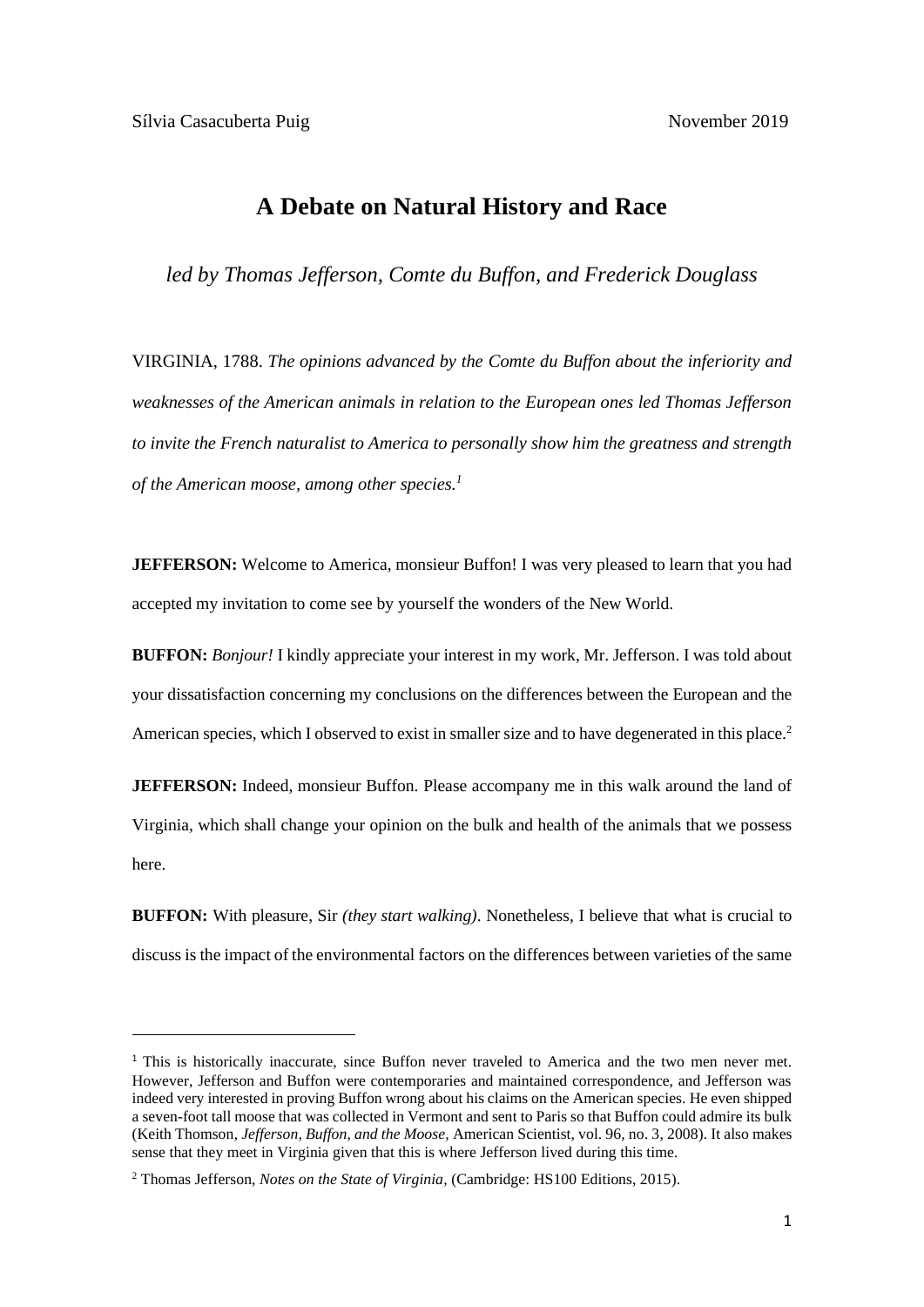Sílvia Casacuberta Puig November 2019

# A Debate on Natural History and Race

*led by Thomas Jefferson, Comte du Buffon, and Frederick Douglass*

VIRGINIA, 1788. *The opinions advanced by the Comte du Buffon about the inferiority and weaknesses of the American animals in relation to the European ones led Thomas Jefferson to invite the French naturalist to America to personally show him the greatness and strength of the American moose, among other species.*[1]

**JEFFERSON:** Welcome to America, monsieur Buffon! I was very pleased to learn that you had accepted my invitation to come see by yourself the wonders of the New World.

**BUFFON:** *Bonjour!* I kindly appreciate your interest in my work, Mr. Jefferson. I was told about your dissatisfaction concerning my conclusions on the differences between the European and the American species, which I observed to exist in smaller size and to have degenerated in this place.[2]

**JEFFERSON:** Indeed, monsieur Buffon. Please accompany me in this walk around the land of Virginia, which shall change your opinion on the bulk and health of the animals that we possess here.

**BUFFON:** With pleasure, Sir *(they start walking)*. Nonetheless, I believe that what is crucial to discuss is the impact of the environmental factors on the differences between varieties of the same

---

[1] This is historically inaccurate, since Buffon never traveled to America and the two men never met. However, Jefferson and Buffon were contemporaries and maintained correspondence, and Jefferson was indeed very interested in proving Buffon wrong about his claims on the American species. He even shipped a seven-foot tall moose that was collected in Vermont and sent to Paris so that Buffon could admire its bulk (Keith Thomson, *Jefferson, Buffon, and the Moose,* American Scientist, vol. 96, no. 3, 2008). It also makes sense that they meet in Virginia given that this is where Jefferson lived during this time.

[2] Thomas Jefferson, *Notes on the State of Virginia,* (Cambridge: HS100 Editions, 2015).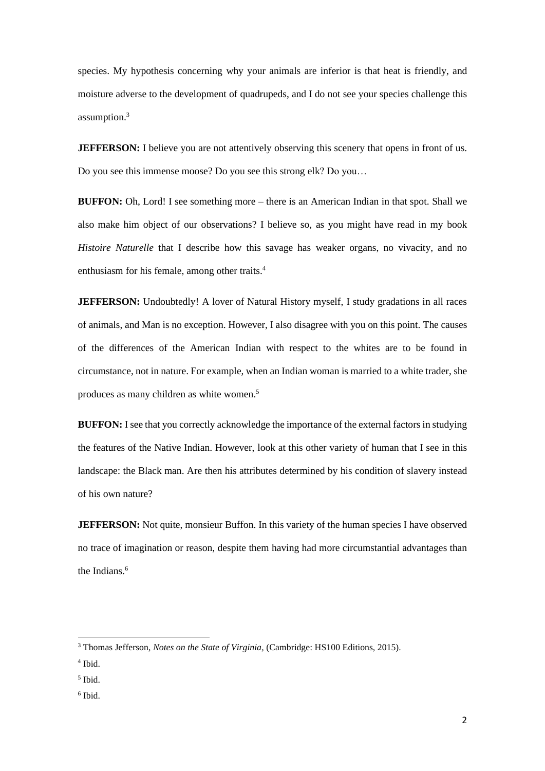species. My hypothesis concerning why your animals are inferior is that heat is friendly, and moisture adverse to the development of quadrupeds, and I do not see your species challenge this assumption.[3]

**JEFFERSON:** I believe you are not attentively observing this scenery that opens in front of us. Do you see this immense moose? Do you see this strong elk? Do you…

**BUFFON:** Oh, Lord! I see something more – there is an American Indian in that spot. Shall we also make him object of our observations? I believe so, as you might have read in my book *Histoire Naturelle* that I describe how this savage has weaker organs, no vivacity, and no enthusiasm for his female, among other traits.[4]

**JEFFERSON:** Undoubtedly! A lover of Natural History myself, I study gradations in all races of animals, and Man is no exception. However, I also disagree with you on this point. The causes of the differences of the American Indian with respect to the whites are to be found in circumstance, not in nature. For example, when an Indian woman is married to a white trader, she produces as many children as white women.[5]

**BUFFON:** I see that you correctly acknowledge the importance of the external factors in studying the features of the Native Indian. However, look at this other variety of human that I see in this landscape: the Black man. Are then his attributes determined by his condition of slavery instead of his own nature?

**JEFFERSON:** Not quite, monsieur Buffon. In this variety of the human species I have observed no trace of imagination or reason, despite them having had more circumstantial advantages than the Indians.[6]

---

[3] Thomas Jefferson, *Notes on the State of Virginia*, (Cambridge: HS100 Editions, 2015).

[4] Ibid.

[5] Ibid.

[6] Ibid.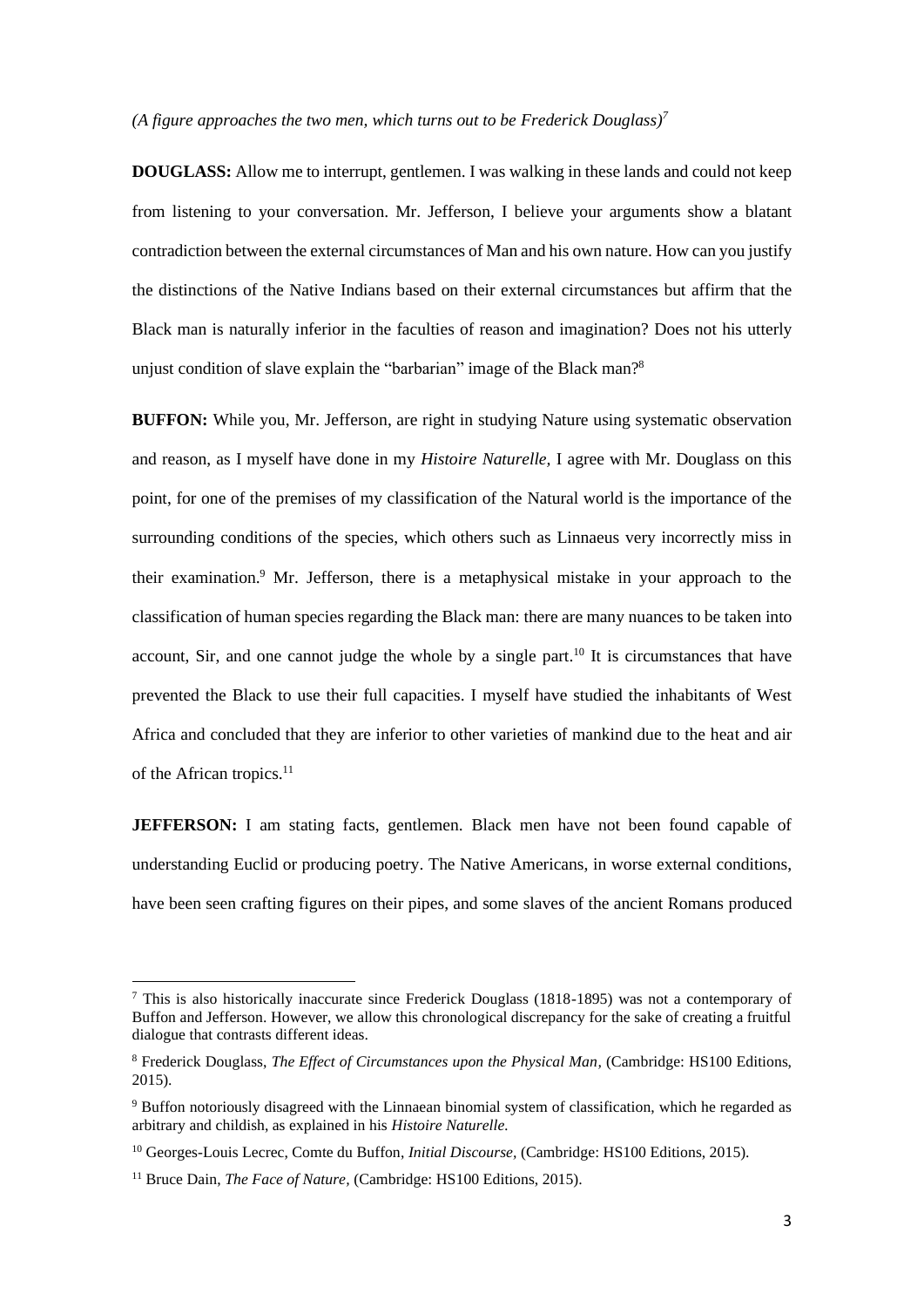*(A figure approaches the two men, which turns out to be Frederick Douglass)*[7]

**DOUGLASS:** Allow me to interrupt, gentlemen. I was walking in these lands and could not keep from listening to your conversation. Mr. Jefferson, I believe your arguments show a blatant contradiction between the external circumstances of Man and his own nature. How can you justify the distinctions of the Native Indians based on their external circumstances but affirm that the Black man is naturally inferior in the faculties of reason and imagination? Does not his utterly unjust condition of slave explain the "barbarian" image of the Black man?[8]

**BUFFON:** While you, Mr. Jefferson, are right in studying Nature using systematic observation and reason, as I myself have done in my *Histoire Naturelle*, I agree with Mr. Douglass on this point, for one of the premises of my classification of the Natural world is the importance of the surrounding conditions of the species, which others such as Linnaeus very incorrectly miss in their examination.[9] Mr. Jefferson, there is a metaphysical mistake in your approach to the classification of human species regarding the Black man: there are many nuances to be taken into account, Sir, and one cannot judge the whole by a single part.[10] It is circumstances that have prevented the Black to use their full capacities. I myself have studied the inhabitants of West Africa and concluded that they are inferior to other varieties of mankind due to the heat and air of the African tropics.[11]

**JEFFERSON:** I am stating facts, gentlemen. Black men have not been found capable of understanding Euclid or producing poetry. The Native Americans, in worse external conditions, have been seen crafting figures on their pipes, and some slaves of the ancient Romans produced

---

[7] This is also historically inaccurate since Frederick Douglass (1818-1895) was not a contemporary of Buffon and Jefferson. However, we allow this chronological discrepancy for the sake of creating a fruitful dialogue that contrasts different ideas.

[8] Frederick Douglass, *The Effect of Circumstances upon the Physical Man*, (Cambridge: HS100 Editions, 2015).

[9] Buffon notoriously disagreed with the Linnaean binomial system of classification, which he regarded as arbitrary and childish, as explained in his *Histoire Naturelle.*

[10] Georges-Louis Lecrec, Comte du Buffon, *Initial Discourse*, (Cambridge: HS100 Editions, 2015).

[11] Bruce Dain, *The Face of Nature*, (Cambridge: HS100 Editions, 2015).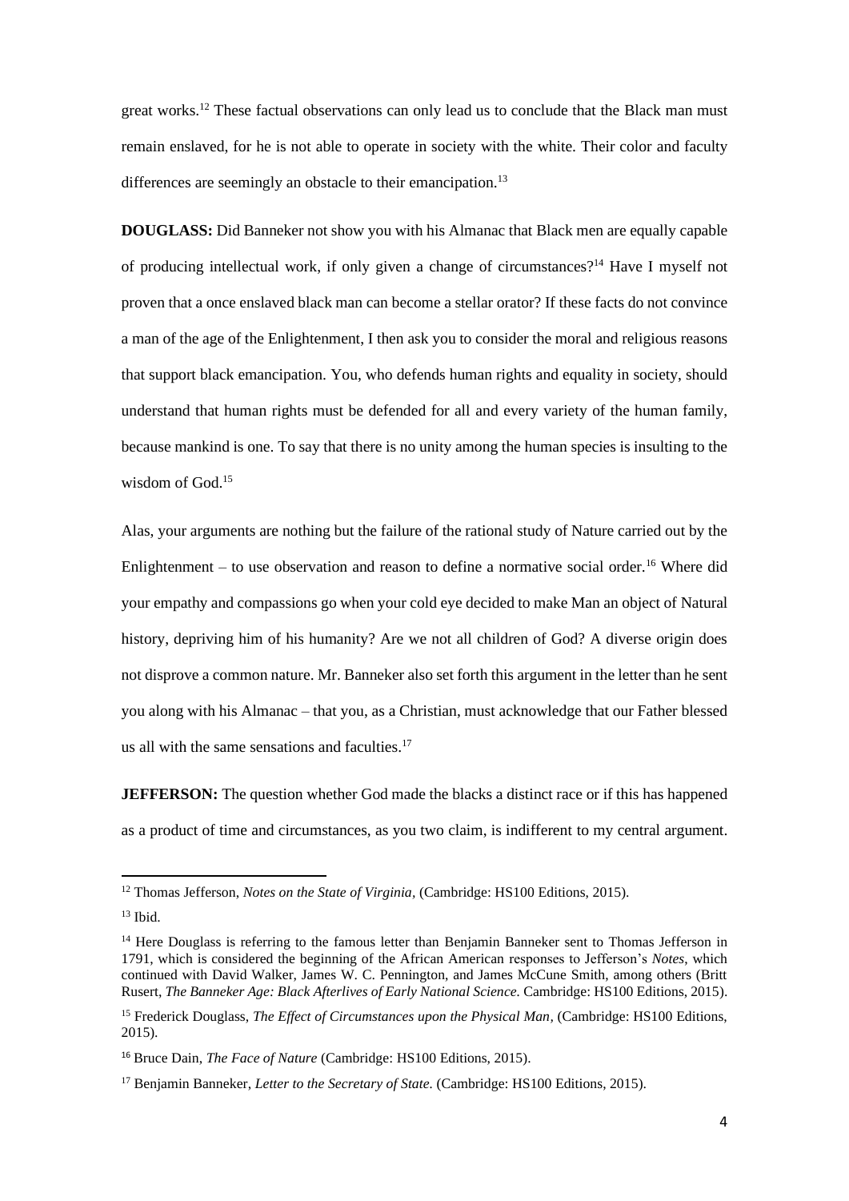great works.[12] These factual observations can only lead us to conclude that the Black man must remain enslaved, for he is not able to operate in society with the white. Their color and faculty differences are seemingly an obstacle to their emancipation.[13]

**DOUGLASS:** Did Banneker not show you with his Almanac that Black men are equally capable of producing intellectual work, if only given a change of circumstances?[14] Have I myself not proven that a once enslaved black man can become a stellar orator? If these facts do not convince a man of the age of the Enlightenment, I then ask you to consider the moral and religious reasons that support black emancipation. You, who defends human rights and equality in society, should understand that human rights must be defended for all and every variety of the human family, because mankind is one. To say that there is no unity among the human species is insulting to the wisdom of God.[15]

Alas, your arguments are nothing but the failure of the rational study of Nature carried out by the Enlightenment – to use observation and reason to define a normative social order.[16] Where did your empathy and compassions go when your cold eye decided to make Man an object of Natural history, depriving him of his humanity? Are we not all children of God? A diverse origin does not disprove a common nature. Mr. Banneker also set forth this argument in the letter than he sent you along with his Almanac – that you, as a Christian, must acknowledge that our Father blessed us all with the same sensations and faculties.[17]

**JEFFERSON:** The question whether God made the blacks a distinct race or if this has happened as a product of time and circumstances, as you two claim, is indifferent to my central argument.

---

[12] Thomas Jefferson, *Notes on the State of Virginia*, (Cambridge: HS100 Editions, 2015).

[13] Ibid.

[14] Here Douglass is referring to the famous letter than Benjamin Banneker sent to Thomas Jefferson in 1791, which is considered the beginning of the African American responses to Jefferson's *Notes*, which continued with David Walker, James W. C. Pennington, and James McCune Smith, among others (Britt Rusert, *The Banneker Age: Black Afterlives of Early National Science.* Cambridge: HS100 Editions, 2015).

[15] Frederick Douglass, *The Effect of Circumstances upon the Physical Man*, (Cambridge: HS100 Editions, 2015).

[16] Bruce Dain, *The Face of Nature* (Cambridge: HS100 Editions, 2015).

[17] Benjamin Banneker, *Letter to the Secretary of State.* (Cambridge: HS100 Editions, 2015).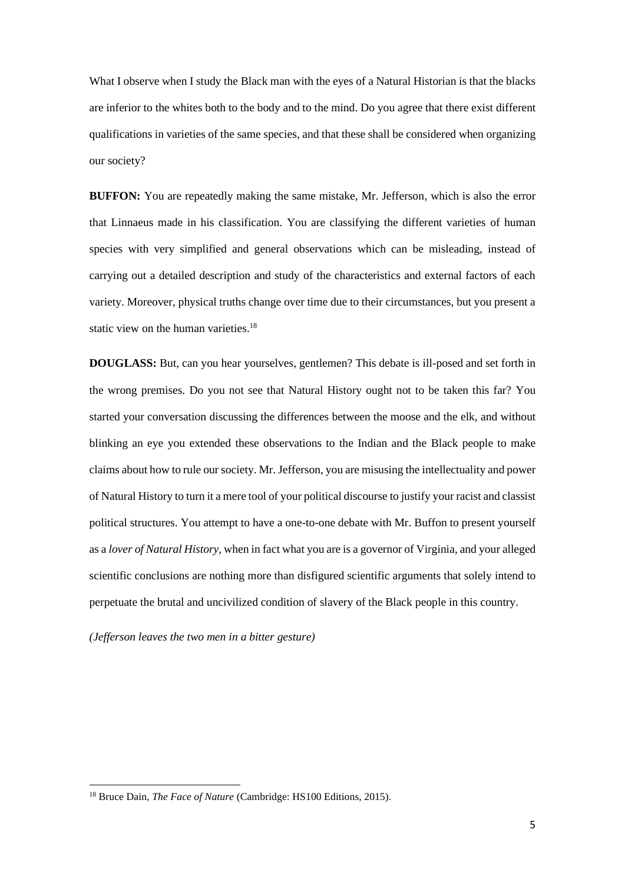What I observe when I study the Black man with the eyes of a Natural Historian is that the blacks are inferior to the whites both to the body and to the mind. Do you agree that there exist different qualifications in varieties of the same species, and that these shall be considered when organizing our society?

**BUFFON:** You are repeatedly making the same mistake, Mr. Jefferson, which is also the error that Linnaeus made in his classification. You are classifying the different varieties of human species with very simplified and general observations which can be misleading, instead of carrying out a detailed description and study of the characteristics and external factors of each variety. Moreover, physical truths change over time due to their circumstances, but you present a static view on the human varieties.[18]

**DOUGLASS:** But, can you hear yourselves, gentlemen? This debate is ill-posed and set forth in the wrong premises. Do you not see that Natural History ought not to be taken this far? You started your conversation discussing the differences between the moose and the elk, and without blinking an eye you extended these observations to the Indian and the Black people to make claims about how to rule our society. Mr. Jefferson, you are misusing the intellectuality and power of Natural History to turn it a mere tool of your political discourse to justify your racist and classist political structures. You attempt to have a one-to-one debate with Mr. Buffon to present yourself as a *lover of Natural History*, when in fact what you are is a governor of Virginia, and your alleged scientific conclusions are nothing more than disfigured scientific arguments that solely intend to perpetuate the brutal and uncivilized condition of slavery of the Black people in this country.

*(Jefferson leaves the two men in a bitter gesture)*

[18] Bruce Dain, *The Face of Nature* (Cambridge: HS100 Editions, 2015).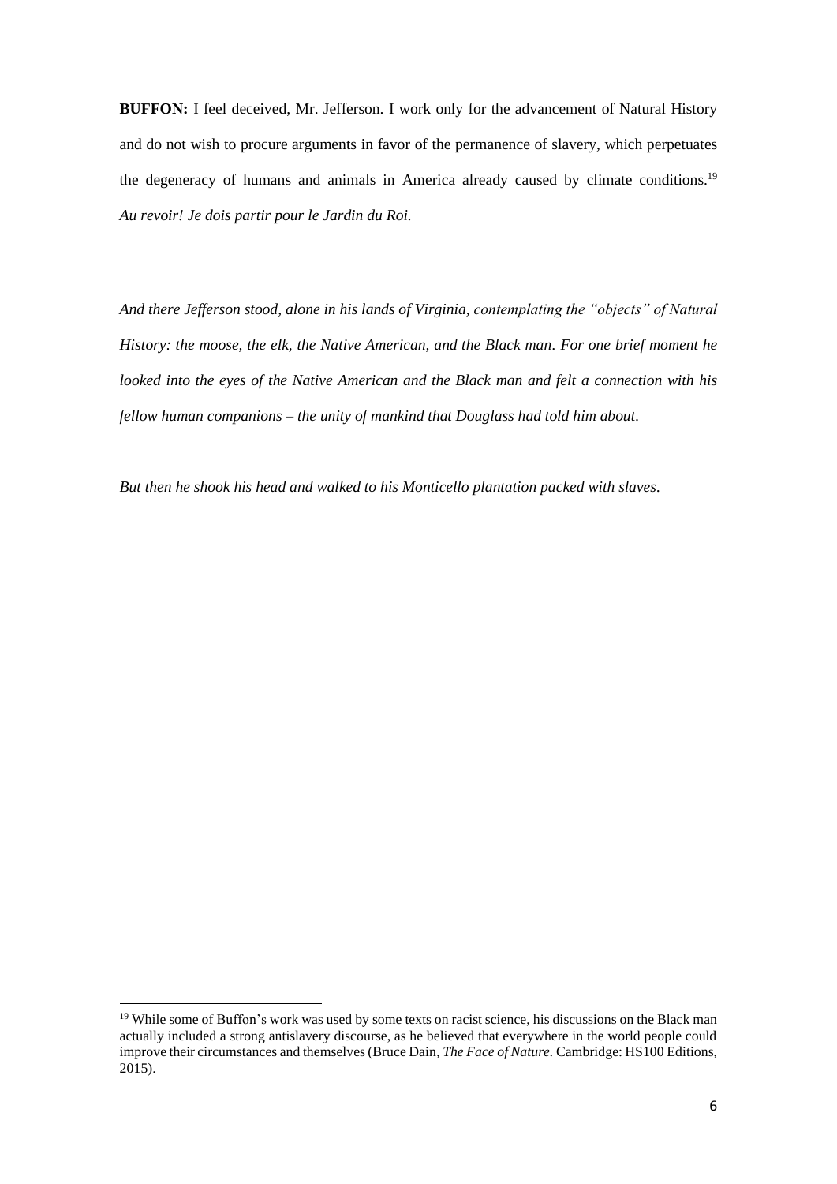**BUFFON:** I feel deceived, Mr. Jefferson. I work only for the advancement of Natural History and do not wish to procure arguments in favor of the permanence of slavery, which perpetuates the degeneracy of humans and animals in America already caused by climate conditions.[19] *Au revoir! Je dois partir pour le Jardin du Roi.*

*And there Jefferson stood, alone in his lands of Virginia, contemplating the "objects" of Natural History: the moose, the elk, the Native American, and the Black man. For one brief moment he looked into the eyes of the Native American and the Black man and felt a connection with his fellow human companions – the unity of mankind that Douglass had told him about.*

*But then he shook his head and walked to his Monticello plantation packed with slaves.*

---

[19] While some of Buffon's work was used by some texts on racist science, his discussions on the Black man actually included a strong antislavery discourse, as he believed that everywhere in the world people could improve their circumstances and themselves (Bruce Dain, *The Face of Nature.* Cambridge: HS100 Editions, 2015).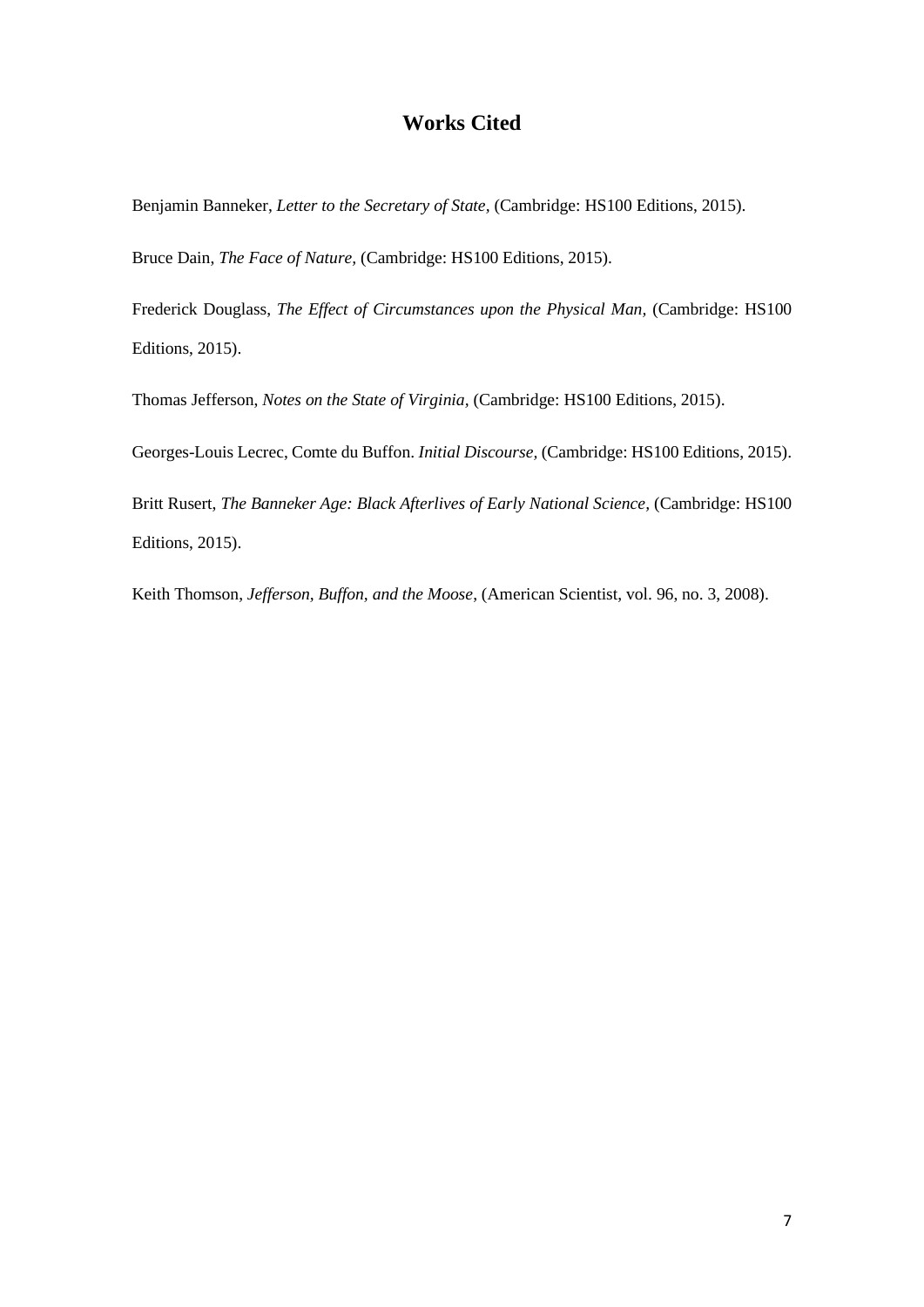# Works Cited

Benjamin Banneker, *Letter to the Secretary of State,* (Cambridge: HS100 Editions, 2015).

Bruce Dain, *The Face of Nature,* (Cambridge: HS100 Editions, 2015).

Frederick Douglass, *The Effect of Circumstances upon the Physical Man,* (Cambridge: HS100 Editions, 2015).

Thomas Jefferson, *Notes on the State of Virginia,* (Cambridge: HS100 Editions, 2015).

Georges-Louis Lecrec, Comte du Buffon. *Initial Discourse,* (Cambridge: HS100 Editions, 2015).

Britt Rusert, *The Banneker Age: Black Afterlives of Early National Science,* (Cambridge: HS100 Editions, 2015).

Keith Thomson, *Jefferson, Buffon, and the Moose*, (American Scientist, vol. 96, no. 3, 2008).